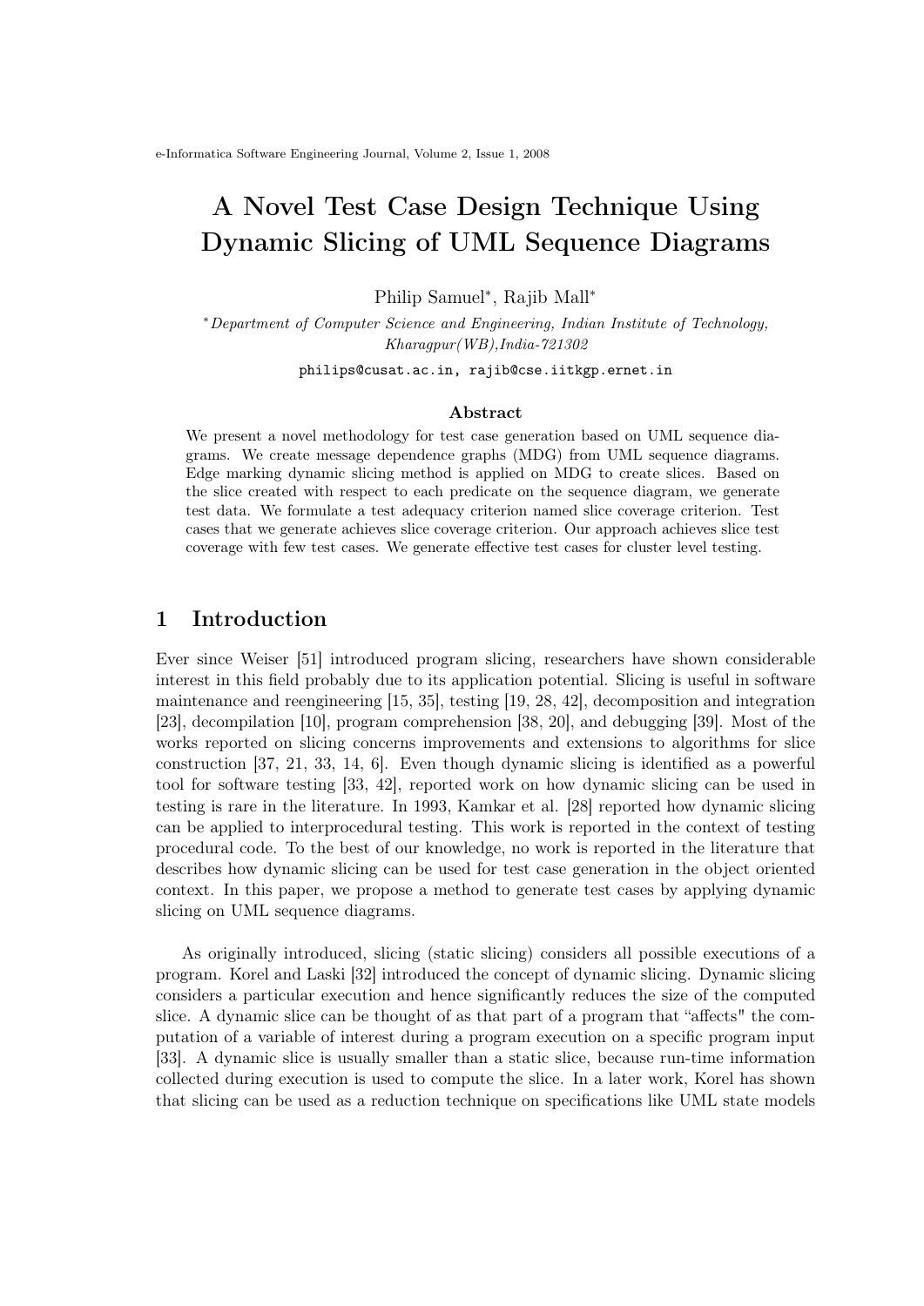# A Novel Test Case Design Technique Using Dynamic Slicing of UML Sequence Diagrams

Philip Samuel*, Rajib Mall*

*\*Department of Computer Science and Engineering, Indian Institute of Technology, Kharagpur(WB),India-721302*

philips@cusat.ac.in, rajib@cse.iitkgp.ernet.in

### Abstract

We present a novel methodology for test case generation based on UML sequence diagrams. We create message dependence graphs (MDG) from UML sequence diagrams. Edge marking dynamic slicing method is applied on MDG to create slices. Based on the slice created with respect to each predicate on the sequence diagram, we generate test data. We formulate a test adequacy criterion named slice coverage criterion. Test cases that we generate achieves slice coverage criterion. Our approach achieves slice test coverage with few test cases. We generate effective test cases for cluster level testing.

## 1 Introduction

Ever since Weiser [51] introduced program slicing, researchers have shown considerable interest in this field probably due to its application potential. Slicing is useful in software maintenance and reengineering [15, 35], testing [19, 28, 42], decomposition and integration [23], decompilation [10], program comprehension [38, 20], and debugging [39]. Most of the works reported on slicing concerns improvements and extensions to algorithms for slice construction [37, 21, 33, 14, 6]. Even though dynamic slicing is identified as a powerful tool for software testing [33, 42], reported work on how dynamic slicing can be used in testing is rare in the literature. In 1993, Kamkar et al. [28] reported how dynamic slicing can be applied to interprocedural testing. This work is reported in the context of testing procedural code. To the best of our knowledge, no work is reported in the literature that describes how dynamic slicing can be used for test case generation in the object oriented context. In this paper, we propose a method to generate test cases by applying dynamic slicing on UML sequence diagrams.

As originally introduced, slicing (static slicing) considers all possible executions of a program. Korel and Laski [32] introduced the concept of dynamic slicing. Dynamic slicing considers a particular execution and hence significantly reduces the size of the computed slice. A dynamic slice can be thought of as that part of a program that "affects" the computation of a variable of interest during a program execution on a specific program input [33]. A dynamic slice is usually smaller than a static slice, because run-time information collected during execution is used to compute the slice. In a later work, Korel has shown that slicing can be used as a reduction technique on specifications like UML state models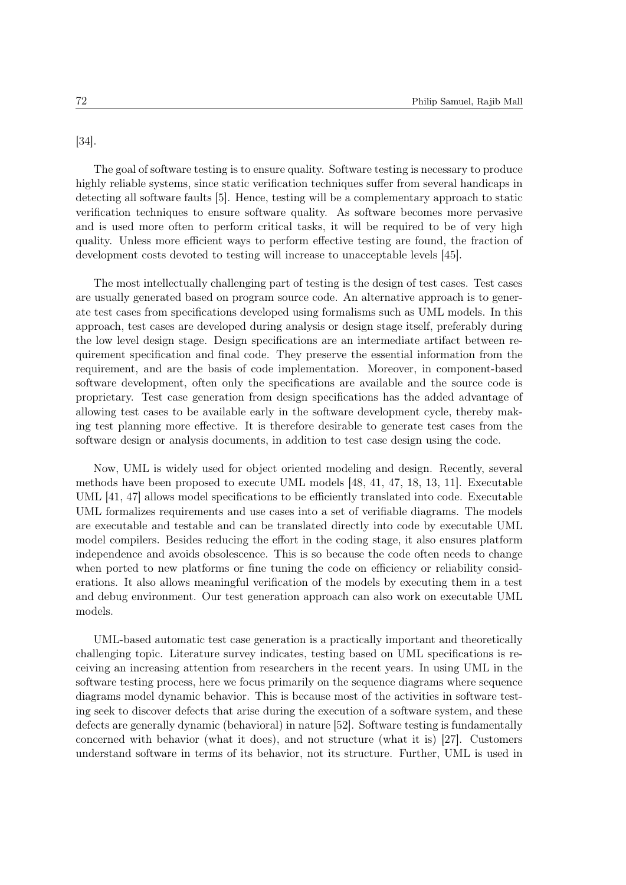[34].

The goal of software testing is to ensure quality. Software testing is necessary to produce highly reliable systems, since static verification techniques suffer from several handicaps in detecting all software faults [5]. Hence, testing will be a complementary approach to static verification techniques to ensure software quality. As software becomes more pervasive and is used more often to perform critical tasks, it will be required to be of very high quality. Unless more efficient ways to perform effective testing are found, the fraction of development costs devoted to testing will increase to unacceptable levels [45].

The most intellectually challenging part of testing is the design of test cases. Test cases are usually generated based on program source code. An alternative approach is to generate test cases from specifications developed using formalisms such as UML models. In this approach, test cases are developed during analysis or design stage itself, preferably during the low level design stage. Design specifications are an intermediate artifact between requirement specification and final code. They preserve the essential information from the requirement, and are the basis of code implementation. Moreover, in component-based software development, often only the specifications are available and the source code is proprietary. Test case generation from design specifications has the added advantage of allowing test cases to be available early in the software development cycle, thereby making test planning more effective. It is therefore desirable to generate test cases from the software design or analysis documents, in addition to test case design using the code.

Now, UML is widely used for object oriented modeling and design. Recently, several methods have been proposed to execute UML models [48, 41, 47, 18, 13, 11]. Executable UML [41, 47] allows model specifications to be efficiently translated into code. Executable UML formalizes requirements and use cases into a set of verifiable diagrams. The models are executable and testable and can be translated directly into code by executable UML model compilers. Besides reducing the effort in the coding stage, it also ensures platform independence and avoids obsolescence. This is so because the code often needs to change when ported to new platforms or fine tuning the code on efficiency or reliability considerations. It also allows meaningful verification of the models by executing them in a test and debug environment. Our test generation approach can also work on executable UML models.

UML-based automatic test case generation is a practically important and theoretically challenging topic. Literature survey indicates, testing based on UML specifications is receiving an increasing attention from researchers in the recent years. In using UML in the software testing process, here we focus primarily on the sequence diagrams where sequence diagrams model dynamic behavior. This is because most of the activities in software testing seek to discover defects that arise during the execution of a software system, and these defects are generally dynamic (behavioral) in nature [52]. Software testing is fundamentally concerned with behavior (what it does), and not structure (what it is) [27]. Customers understand software in terms of its behavior, not its structure. Further, UML is used in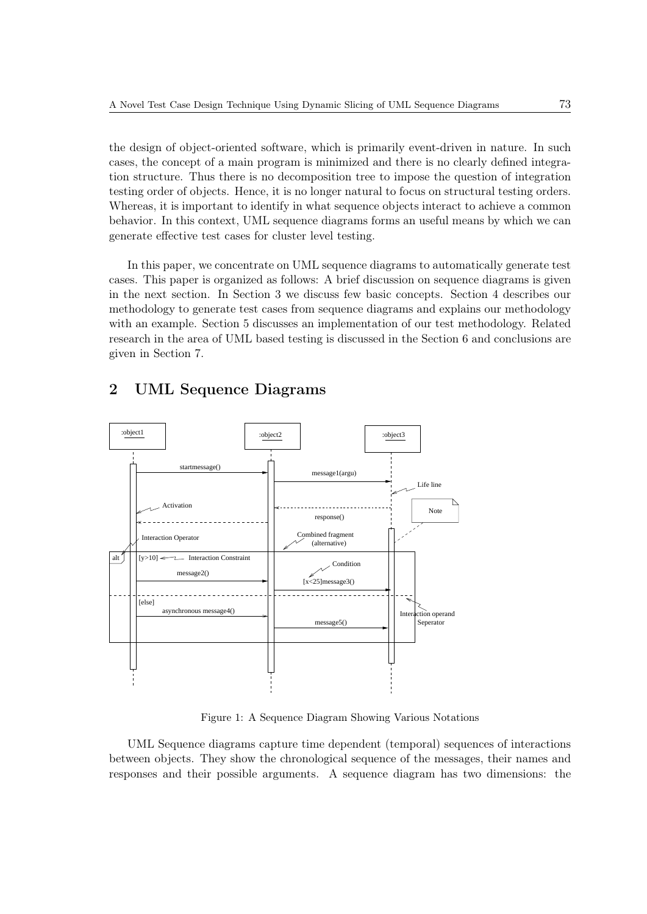the design of object-oriented software, which is primarily event-driven in nature. In such cases, the concept of a main program is minimized and there is no clearly defined integration structure. Thus there is no decomposition tree to impose the question of integration testing order of objects. Hence, it is no longer natural to focus on structural testing orders. Whereas, it is important to identify in what sequence objects interact to achieve a common behavior. In this context, UML sequence diagrams forms an useful means by which we can generate effective test cases for cluster level testing.

In this paper, we concentrate on UML sequence diagrams to automatically generate test cases. This paper is organized as follows: A brief discussion on sequence diagrams is given in the next section. In Section 3 we discuss few basic concepts. Section 4 describes our methodology to generate test cases from sequence diagrams and explains our methodology with an example. Section 5 discusses an implementation of our test methodology. Related research in the area of UML based testing is discussed in the Section 6 and conclusions are given in Section 7.

## 2 UML Sequence Diagrams

Figure 1: A Sequence Diagram Showing Various Notations

UML Sequence diagrams capture time dependent (temporal) sequences of interactions between objects. They show the chronological sequence of the messages, their names and responses and their possible arguments. A sequence diagram has two dimensions: the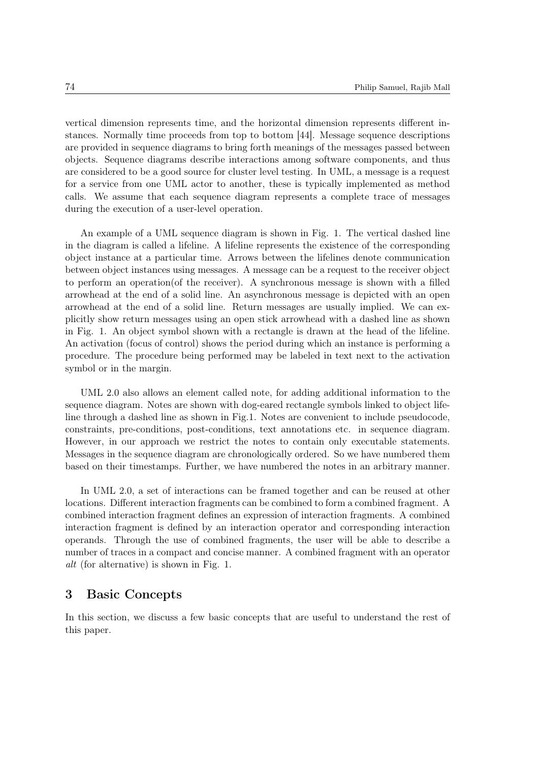vertical dimension represents time, and the horizontal dimension represents different instances. Normally time proceeds from top to bottom [44]. Message sequence descriptions are provided in sequence diagrams to bring forth meanings of the messages passed between objects. Sequence diagrams describe interactions among software components, and thus are considered to be a good source for cluster level testing. In UML, a message is a request for a service from one UML actor to another, these is typically implemented as method calls. We assume that each sequence diagram represents a complete trace of messages during the execution of a user-level operation.

An example of a UML sequence diagram is shown in Fig. 1. The vertical dashed line in the diagram is called a lifeline. A lifeline represents the existence of the corresponding object instance at a particular time. Arrows between the lifelines denote communication between object instances using messages. A message can be a request to the receiver object to perform an operation(of the receiver). A synchronous message is shown with a filled arrowhead at the end of a solid line. An asynchronous message is depicted with an open arrowhead at the end of a solid line. Return messages are usually implied. We can explicitly show return messages using an open stick arrowhead with a dashed line as shown in Fig. 1. An object symbol shown with a rectangle is drawn at the head of the lifeline. An activation (focus of control) shows the period during which an instance is performing a procedure. The procedure being performed may be labeled in text next to the activation symbol or in the margin.

UML 2.0 also allows an element called note, for adding additional information to the sequence diagram. Notes are shown with dog-eared rectangle symbols linked to object lifeline through a dashed line as shown in Fig.1. Notes are convenient to include pseudocode, constraints, pre-conditions, post-conditions, text annotations etc. in sequence diagram. However, in our approach we restrict the notes to contain only executable statements. Messages in the sequence diagram are chronologically ordered. So we have numbered them based on their timestamps. Further, we have numbered the notes in an arbitrary manner.

In UML 2.0, a set of interactions can be framed together and can be reused at other locations. Different interaction fragments can be combined to form a combined fragment. A combined interaction fragment defines an expression of interaction fragments. A combined interaction fragment is defined by an interaction operator and corresponding interaction operands. Through the use of combined fragments, the user will be able to describe a number of traces in a compact and concise manner. A combined fragment with an operator *alt* (for alternative) is shown in Fig. 1.

## 3 Basic Concepts

In this section, we discuss a few basic concepts that are useful to understand the rest of this paper.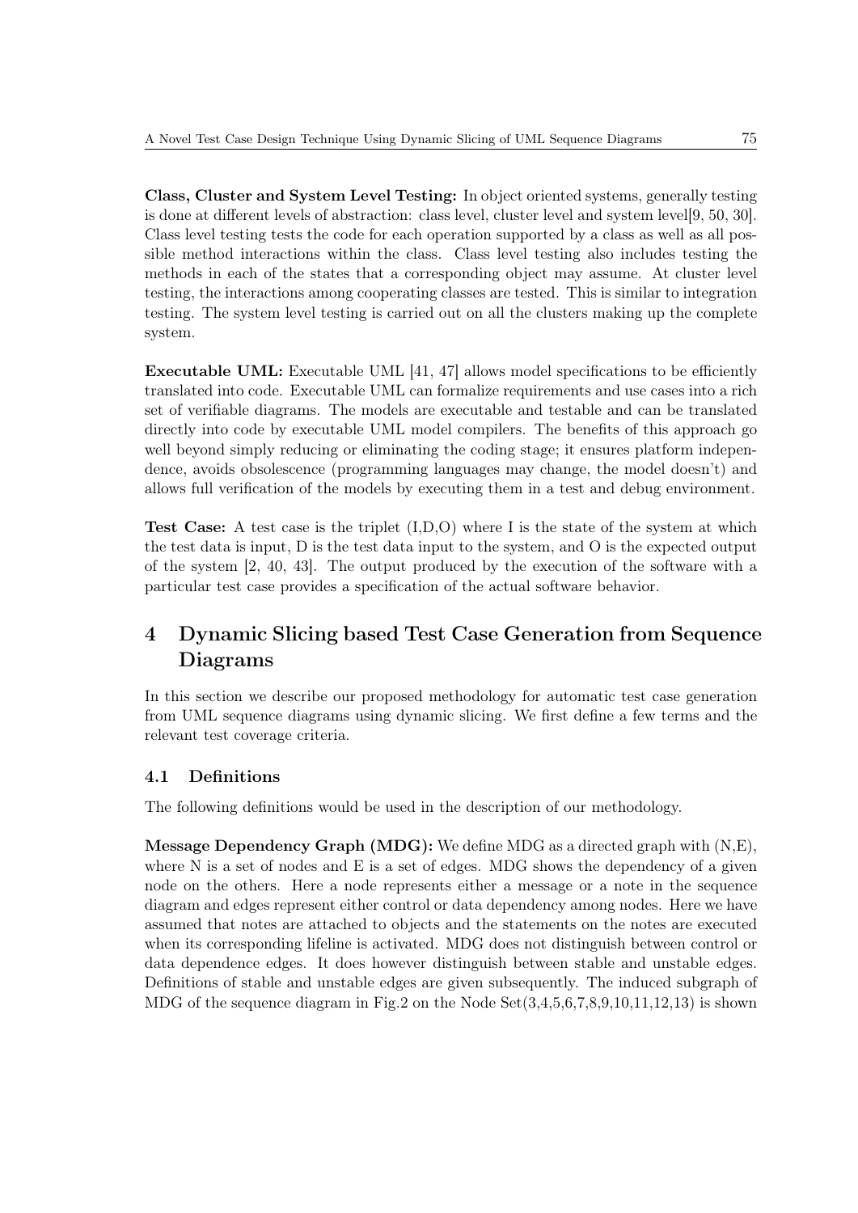**Class, Cluster and System Level Testing:** In object oriented systems, generally testing is done at different levels of abstraction: class level, cluster level and system level[9, 50, 30]. Class level testing tests the code for each operation supported by a class as well as all possible method interactions within the class. Class level testing also includes testing the methods in each of the states that a corresponding object may assume. At cluster level testing, the interactions among cooperating classes are tested. This is similar to integration testing. The system level testing is carried out on all the clusters making up the complete system.

**Executable UML:** Executable UML [41, 47] allows model specifications to be efficiently translated into code. Executable UML can formalize requirements and use cases into a rich set of verifiable diagrams. The models are executable and testable and can be translated directly into code by executable UML model compilers. The benefits of this approach go well beyond simply reducing or eliminating the coding stage; it ensures platform independence, avoids obsolescence (programming languages may change, the model doesn't) and allows full verification of the models by executing them in a test and debug environment.

**Test Case:** A test case is the triplet (I,D,O) where I is the state of the system at which the test data is input, D is the test data input to the system, and O is the expected output of the system [2, 40, 43]. The output produced by the execution of the software with a particular test case provides a specification of the actual software behavior.

# 4 Dynamic Slicing based Test Case Generation from Sequence Diagrams

In this section we describe our proposed methodology for automatic test case generation from UML sequence diagrams using dynamic slicing. We first define a few terms and the relevant test coverage criteria.

## 4.1 Definitions

The following definitions would be used in the description of our methodology.

**Message Dependency Graph (MDG):** We define MDG as a directed graph with (N,E), where N is a set of nodes and E is a set of edges. MDG shows the dependency of a given node on the others. Here a node represents either a message or a note in the sequence diagram and edges represent either control or data dependency among nodes. Here we have assumed that notes are attached to objects and the statements on the notes are executed when its corresponding lifeline is activated. MDG does not distinguish between control or data dependence edges. It does however distinguish between stable and unstable edges. Definitions of stable and unstable edges are given subsequently. The induced subgraph of MDG of the sequence diagram in Fig.2 on the Node Set(3,4,5,6,7,8,9,10,11,12,13) is shown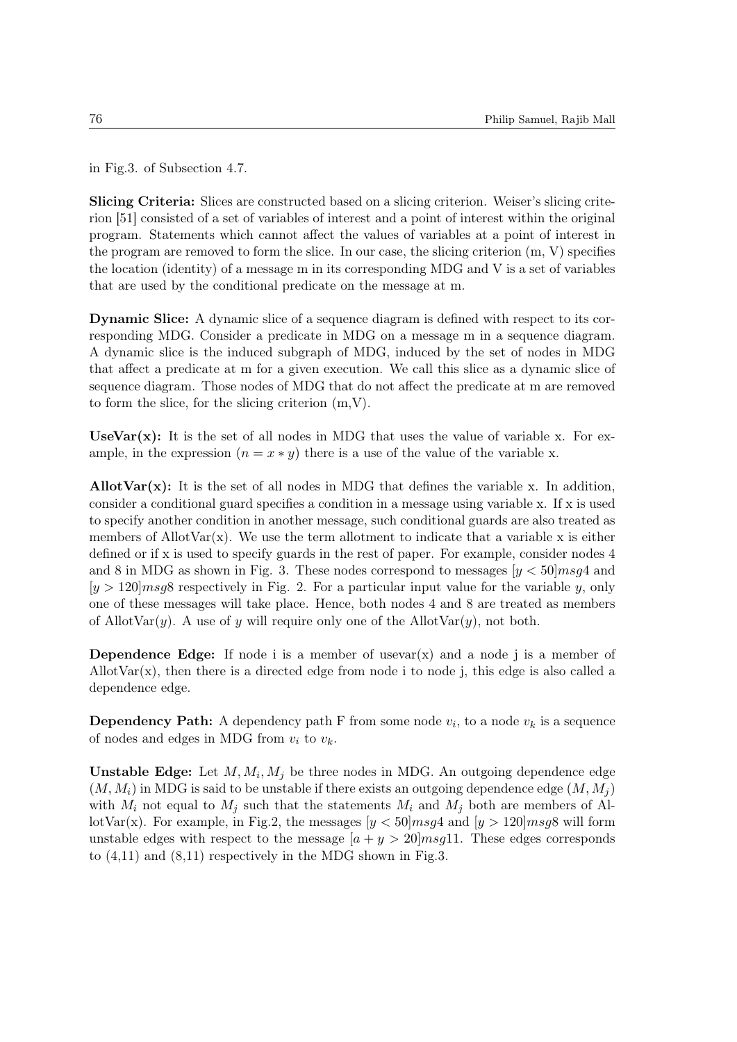in Fig.3. of Subsection 4.7.

**Slicing Criteria:** Slices are constructed based on a slicing criterion. Weiser's slicing criterion [51] consisted of a set of variables of interest and a point of interest within the original program. Statements which cannot affect the values of variables at a point of interest in the program are removed to form the slice. In our case, the slicing criterion (m, V) specifies the location (identity) of a message m in its corresponding MDG and V is a set of variables that are used by the conditional predicate on the message at m.

**Dynamic Slice:** A dynamic slice of a sequence diagram is defined with respect to its corresponding MDG. Consider a predicate in MDG on a message m in a sequence diagram. A dynamic slice is the induced subgraph of MDG, induced by the set of nodes in MDG that affect a predicate at m for a given execution. We call this slice as a dynamic slice of sequence diagram. Those nodes of MDG that do not affect the predicate at m are removed to form the slice, for the slicing criterion (m,V).

**UseVar(x):** It is the set of all nodes in MDG that uses the value of variable x. For example, in the expression $(n = x * y)$ there is a use of the value of the variable x.

**AllotVar(x):** It is the set of all nodes in MDG that defines the variable x. In addition, consider a conditional guard specifies a condition in a message using variable x. If x is used to specify another condition in another message, such conditional guards are also treated as members of AllotVar(x). We use the term allotment to indicate that a variable x is either defined or if x is used to specify guards in the rest of paper. For example, consider nodes 4 and 8 in MDG as shown in Fig. 3. These nodes correspond to messages $[y < 50]msg4$ and $[y > 120]msg8$ respectively in Fig. 2. For a particular input value for the variable $y$, only one of these messages will take place. Hence, both nodes 4 and 8 are treated as members of AllotVar($y$). A use of $y$ will require only one of the AllotVar($y$), not both.

**Dependence Edge:** If node i is a member of usevar(x) and a node j is a member of AllotVar(x), then there is a directed edge from node i to node j, this edge is also called a dependence edge.

**Dependency Path:** A dependency path F from some node $v_i$, to a node $v_k$ is a sequence of nodes and edges in MDG from $v_i$ to $v_k$.

**Unstable Edge:** Let $M, M_i, M_j$ be three nodes in MDG. An outgoing dependence edge $(M, M_i)$ in MDG is said to be unstable if there exists an outgoing dependence edge $(M, M_j)$ with $M_i$ not equal to $M_j$ such that the statements $M_i$ and $M_j$ both are members of AllotVar(x). For example, in Fig.2, the messages $[y < 50]msg4$ and $[y > 120]msg8$ will form unstable edges with respect to the message $[a + y > 20]msg11$. These edges corresponds to (4,11) and (8,11) respectively in the MDG shown in Fig.3.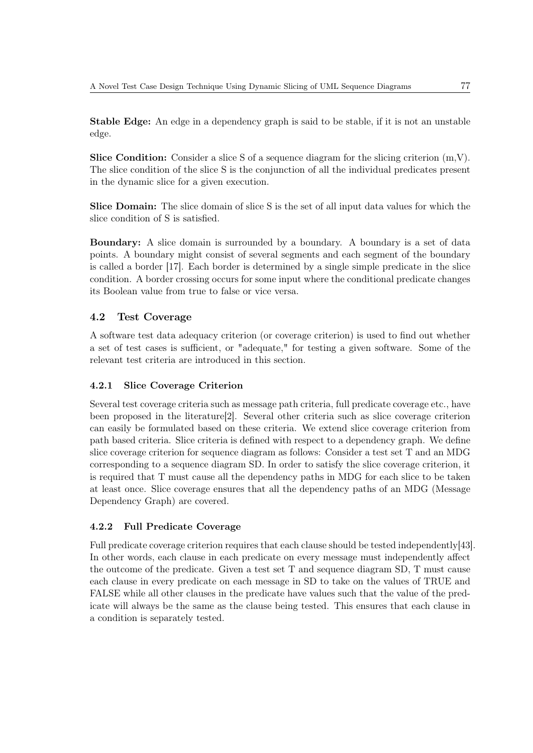**Stable Edge:** An edge in a dependency graph is said to be stable, if it is not an unstable edge.

**Slice Condition:** Consider a slice S of a sequence diagram for the slicing criterion (m,V). The slice condition of the slice S is the conjunction of all the individual predicates present in the dynamic slice for a given execution.

**Slice Domain:** The slice domain of slice S is the set of all input data values for which the slice condition of S is satisfied.

**Boundary:** A slice domain is surrounded by a boundary. A boundary is a set of data points. A boundary might consist of several segments and each segment of the boundary is called a border [17]. Each border is determined by a single simple predicate in the slice condition. A border crossing occurs for some input where the conditional predicate changes its Boolean value from true to false or vice versa.

### 4.2 Test Coverage

A software test data adequacy criterion (or coverage criterion) is used to find out whether a set of test cases is sufficient, or "adequate," for testing a given software. Some of the relevant test criteria are introduced in this section.

#### 4.2.1 Slice Coverage Criterion

Several test coverage criteria such as message path criteria, full predicate coverage etc., have been proposed in the literature[2]. Several other criteria such as slice coverage criterion can easily be formulated based on these criteria. We extend slice coverage criterion from path based criteria. Slice criteria is defined with respect to a dependency graph. We define slice coverage criterion for sequence diagram as follows: Consider a test set T and an MDG corresponding to a sequence diagram SD. In order to satisfy the slice coverage criterion, it is required that T must cause all the dependency paths in MDG for each slice to be taken at least once. Slice coverage ensures that all the dependency paths of an MDG (Message Dependency Graph) are covered.

#### 4.2.2 Full Predicate Coverage

Full predicate coverage criterion requires that each clause should be tested independently[43]. In other words, each clause in each predicate on every message must independently affect the outcome of the predicate. Given a test set T and sequence diagram SD, T must cause each clause in every predicate on each message in SD to take on the values of TRUE and FALSE while all other clauses in the predicate have values such that the value of the predicate will always be the same as the clause being tested. This ensures that each clause in a condition is separately tested.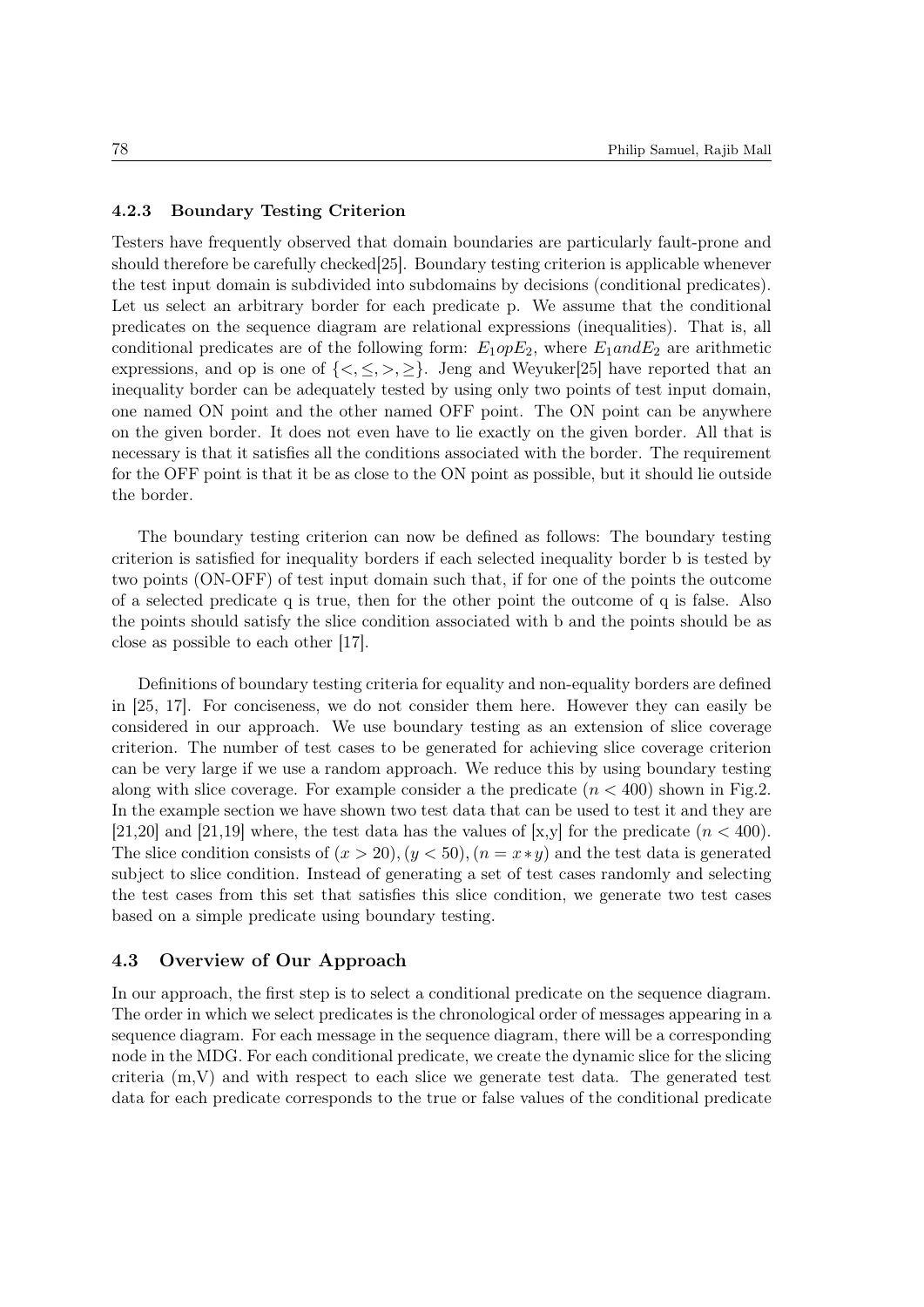#### 4.2.3 Boundary Testing Criterion

Testers have frequently observed that domain boundaries are particularly fault-prone and should therefore be carefully checked[25]. Boundary testing criterion is applicable whenever the test input domain is subdivided into subdomains by decisions (conditional predicates). Let us select an arbitrary border for each predicate p. We assume that the conditional predicates on the sequence diagram are relational expressions (inequalities). That is, all conditional predicates are of the following form: $E_1 op E_2$, where $E_1 and E_2$ are arithmetic expressions, and op is one of $\{<, \leq, >, \geq\}$. Jeng and Weyuker[25] have reported that an inequality border can be adequately tested by using only two points of test input domain, one named ON point and the other named OFF point. The ON point can be anywhere on the given border. It does not even have to lie exactly on the given border. All that is necessary is that it satisfies all the conditions associated with the border. The requirement for the OFF point is that it be as close to the ON point as possible, but it should lie outside the border.

The boundary testing criterion can now be defined as follows: The boundary testing criterion is satisfied for inequality borders if each selected inequality border b is tested by two points (ON-OFF) of test input domain such that, if for one of the points the outcome of a selected predicate q is true, then for the other point the outcome of q is false. Also the points should satisfy the slice condition associated with b and the points should be as close as possible to each other [17].

Definitions of boundary testing criteria for equality and non-equality borders are defined in [25, 17]. For conciseness, we do not consider them here. However they can easily be considered in our approach. We use boundary testing as an extension of slice coverage criterion. The number of test cases to be generated for achieving slice coverage criterion can be very large if we use a random approach. We reduce this by using boundary testing along with slice coverage. For example consider a the predicate $(n < 400)$ shown in Fig.2. In the example section we have shown two test data that can be used to test it and they are [21,20] and [21,19] where, the test data has the values of [x,y] for the predicate $(n < 400)$. The slice condition consists of $(x > 20), (y < 50), (n = x * y)$ and the test data is generated subject to slice condition. Instead of generating a set of test cases randomly and selecting the test cases from this set that satisfies this slice condition, we generate two test cases based on a simple predicate using boundary testing.

### 4.3 Overview of Our Approach

In our approach, the first step is to select a conditional predicate on the sequence diagram. The order in which we select predicates is the chronological order of messages appearing in a sequence diagram. For each message in the sequence diagram, there will be a corresponding node in the MDG. For each conditional predicate, we create the dynamic slice for the slicing criteria (m,V) and with respect to each slice we generate test data. The generated test data for each predicate corresponds to the true or false values of the conditional predicate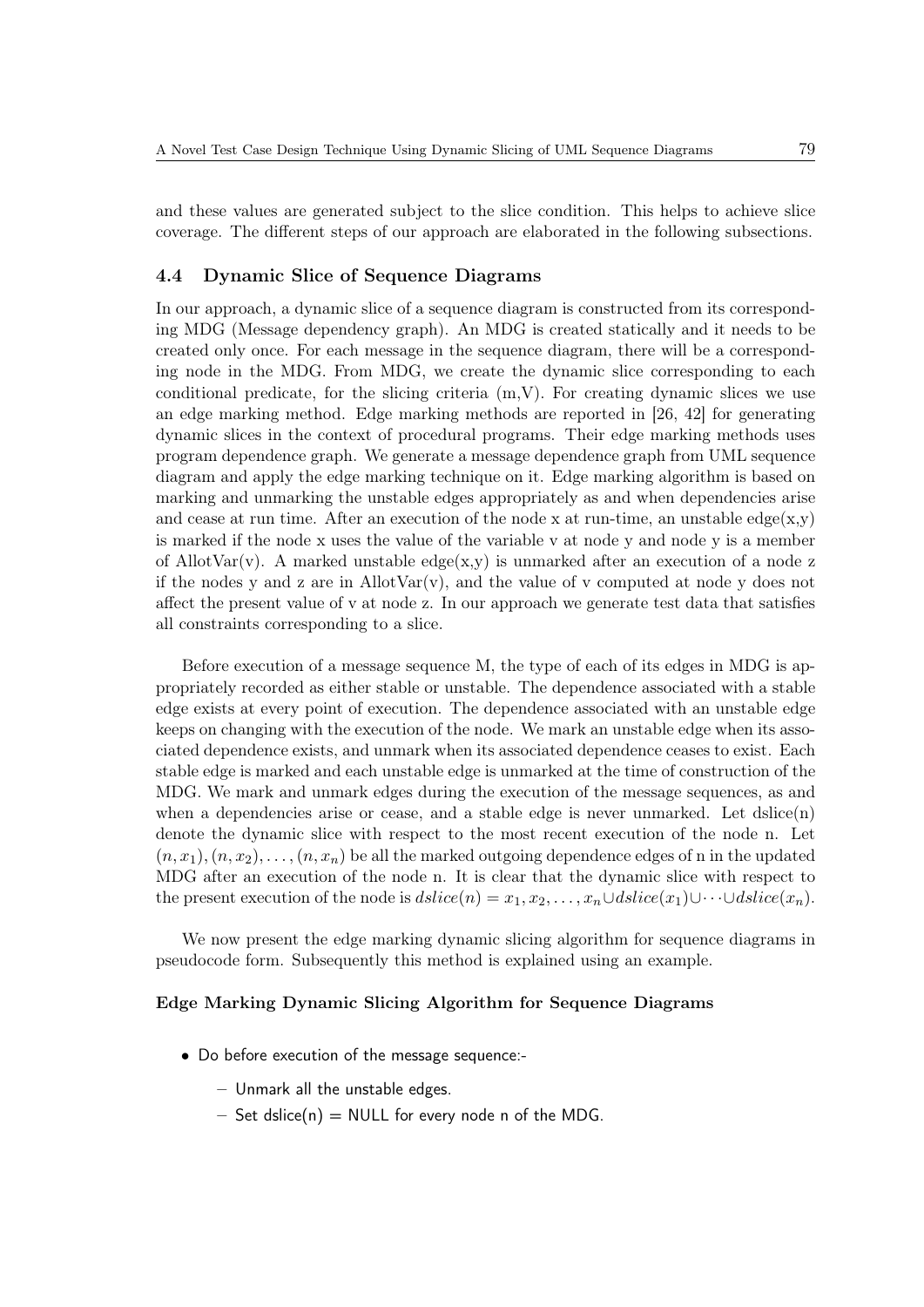and these values are generated subject to the slice condition. This helps to achieve slice coverage. The different steps of our approach are elaborated in the following subsections.

### 4.4 Dynamic Slice of Sequence Diagrams

In our approach, a dynamic slice of a sequence diagram is constructed from its corresponding MDG (Message dependency graph). An MDG is created statically and it needs to be created only once. For each message in the sequence diagram, there will be a corresponding node in the MDG. From MDG, we create the dynamic slice corresponding to each conditional predicate, for the slicing criteria (m,V). For creating dynamic slices we use an edge marking method. Edge marking methods are reported in [26, 42] for generating dynamic slices in the context of procedural programs. Their edge marking methods uses program dependence graph. We generate a message dependence graph from UML sequence diagram and apply the edge marking technique on it. Edge marking algorithm is based on marking and unmarking the unstable edges appropriately as and when dependencies arise and cease at run time. After an execution of the node x at run-time, an unstable edge(x,y) is marked if the node x uses the value of the variable v at node y and node y is a member of AllotVar(v). A marked unstable edge(x,y) is unmarked after an execution of a node z if the nodes y and z are in AllotVar(v), and the value of v computed at node y does not affect the present value of v at node z. In our approach we generate test data that satisfies all constraints corresponding to a slice.

Before execution of a message sequence M, the type of each of its edges in MDG is appropriately recorded as either stable or unstable. The dependence associated with a stable edge exists at every point of execution. The dependence associated with an unstable edge keeps on changing with the execution of the node. We mark an unstable edge when its associated dependence exists, and unmark when its associated dependence ceases to exist. Each stable edge is marked and each unstable edge is unmarked at the time of construction of the MDG. We mark and unmark edges during the execution of the message sequences, as and when a dependencies arise or cease, and a stable edge is never unmarked. Let dslice(n) denote the dynamic slice with respect to the most recent execution of the node n. Let $(n, x_1), (n, x_2), \ldots, (n, x_n)$ be all the marked outgoing dependence edges of n in the updated MDG after an execution of the node n. It is clear that the dynamic slice with respect to the present execution of the node is $dslice(n) = x_1, x_2, \ldots, x_n \cup dslice(x_1) \cup \cdots \cup dslice(x_n)$.

We now present the edge marking dynamic slicing algorithm for sequence diagrams in pseudocode form. Subsequently this method is explained using an example.

**Edge Marking Dynamic Slicing Algorithm for Sequence Diagrams**

- Do before execution of the message sequence:-
  - Unmark all the unstable edges.
  - Set dslice(n) = NULL for every node n of the MDG.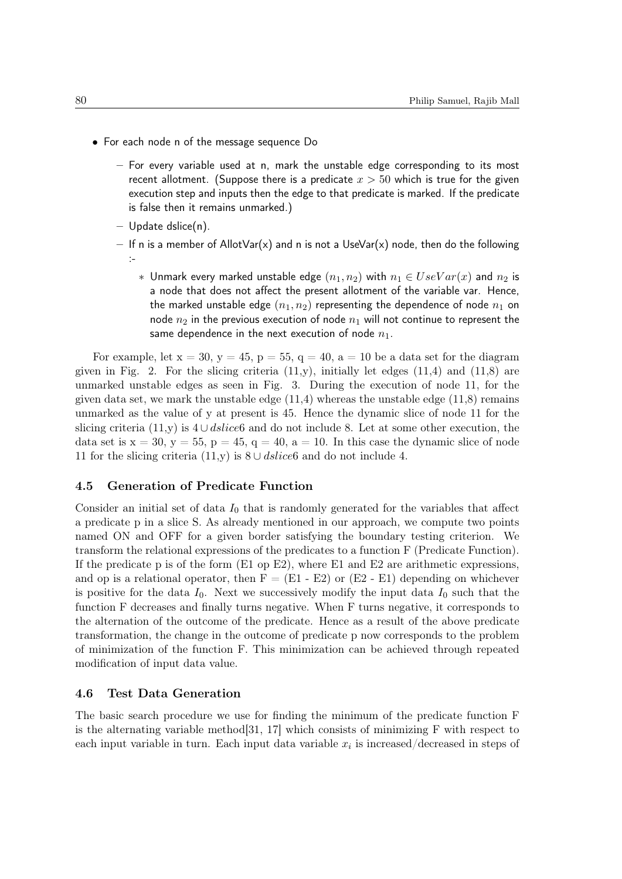- For each node n of the message sequence Do
  - For every variable used at n, mark the unstable edge corresponding to its most recent allotment. (Suppose there is a predicate $x > 50$ which is true for the given execution step and inputs then the edge to that predicate is marked. If the predicate is false then it remains unmarked.)
  - Update dslice(n).
  - If n is a member of AllotVar(x) and n is not a UseVar(x) node, then do the following :-
    - Unmark every marked unstable edge $(n_1, n_2)$ with $n_1 \in UseVar(x)$ and $n_2$ is a node that does not affect the present allotment of the variable var. Hence, the marked unstable edge $(n_1, n_2)$ representing the dependence of node $n_1$ on node $n_2$ in the previous execution of node $n_1$ will not continue to represent the same dependence in the next execution of node $n_1$.

For example, let x = 30, y = 45, p = 55, q = 40, a = 10 be a data set for the diagram given in Fig. 2. For the slicing criteria (11,y), initially let edges (11,4) and (11,8) are unmarked unstable edges as seen in Fig. 3. During the execution of node 11, for the given data set, we mark the unstable edge (11,4) whereas the unstable edge (11,8) remains unmarked as the value of y at present is 45. Hence the dynamic slice of node 11 for the slicing criteria (11,y) is $4 \cup dslice6$ and do not include 8. Let at some other execution, the data set is x = 30, y = 55, p = 45, q = 40, a = 10. In this case the dynamic slice of node 11 for the slicing criteria (11,y) is $8 \cup dslice6$ and do not include 4.

### 4.5 Generation of Predicate Function

Consider an initial set of data $I_0$ that is randomly generated for the variables that affect a predicate p in a slice S. As already mentioned in our approach, we compute two points named ON and OFF for a given border satisfying the boundary testing criterion. We transform the relational expressions of the predicates to a function F (Predicate Function). If the predicate p is of the form (E1 op E2), where E1 and E2 are arithmetic expressions, and op is a relational operator, then F = (E1 - E2) or (E2 - E1) depending on whichever is positive for the data $I_0$. Next we successively modify the input data $I_0$ such that the function F decreases and finally turns negative. When F turns negative, it corresponds to the alternation of the outcome of the predicate. Hence as a result of the above predicate transformation, the change in the outcome of predicate p now corresponds to the problem of minimization of the function F. This minimization can be achieved through repeated modification of input data value.

### 4.6 Test Data Generation

The basic search procedure we use for finding the minimum of the predicate function F is the alternating variable method[31, 17] which consists of minimizing F with respect to each input variable in turn. Each input data variable $x_i$ is increased/decreased in steps of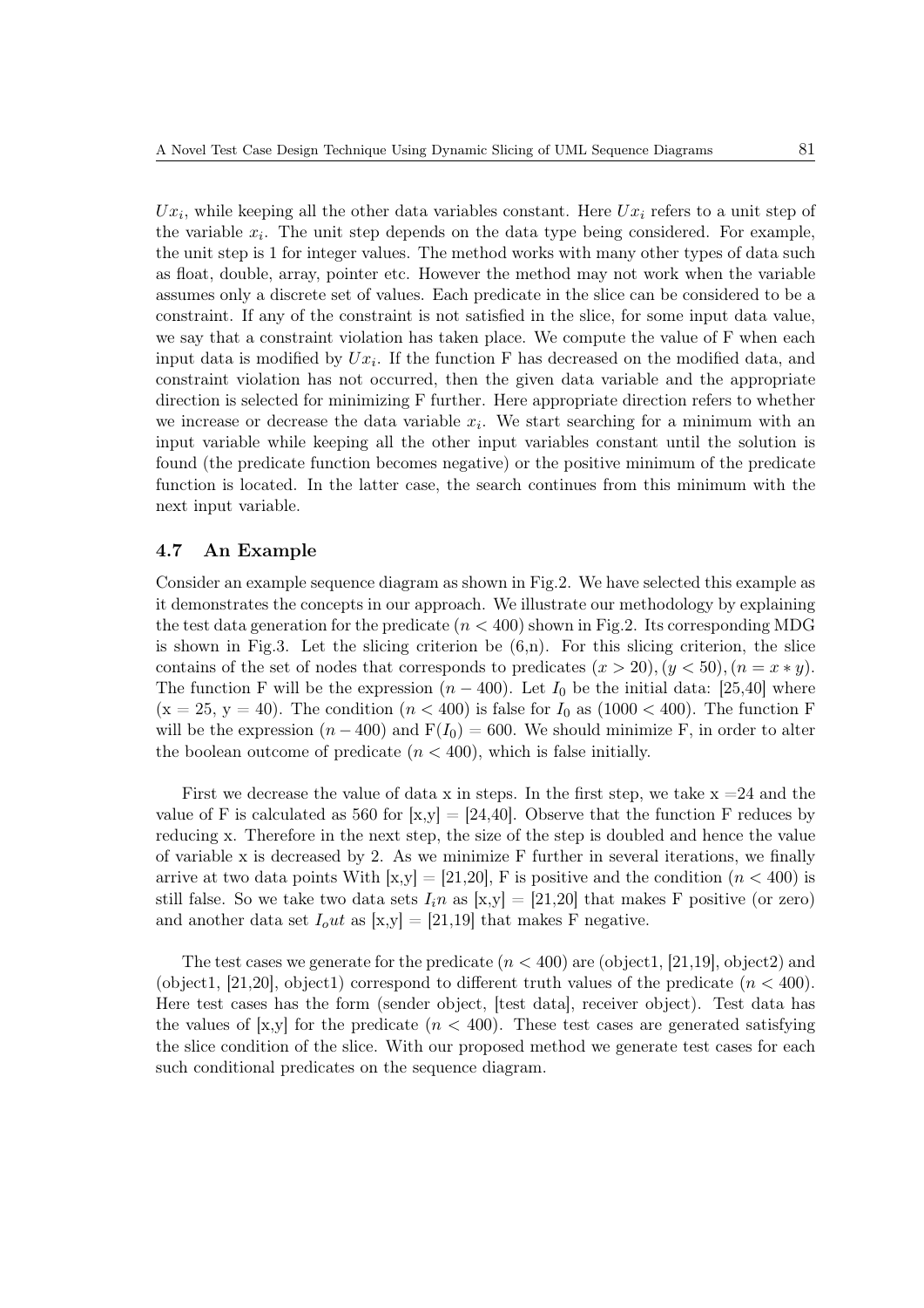$Ux_i$, while keeping all the other data variables constant. Here $Ux_i$ refers to a unit step of the variable $x_i$. The unit step depends on the data type being considered. For example, the unit step is 1 for integer values. The method works with many other types of data such as float, double, array, pointer etc. However the method may not work when the variable assumes only a discrete set of values. Each predicate in the slice can be considered to be a constraint. If any of the constraint is not satisfied in the slice, for some input data value, we say that a constraint violation has taken place. We compute the value of F when each input data is modified by $Ux_i$. If the function F has decreased on the modified data, and constraint violation has not occurred, then the given data variable and the appropriate direction is selected for minimizing F further. Here appropriate direction refers to whether we increase or decrease the data variable $x_i$. We start searching for a minimum with an input variable while keeping all the other input variables constant until the solution is found (the predicate function becomes negative) or the positive minimum of the predicate function is located. In the latter case, the search continues from this minimum with the next input variable.

### 4.7 An Example

Consider an example sequence diagram as shown in Fig.2. We have selected this example as it demonstrates the concepts in our approach. We illustrate our methodology by explaining the test data generation for the predicate $(n < 400)$ shown in Fig.2. Its corresponding MDG is shown in Fig.3. Let the slicing criterion be (6,n). For this slicing criterion, the slice contains of the set of nodes that corresponds to predicates $(x > 20), (y < 50), (n = x * y)$. The function F will be the expression $(n - 400)$. Let $I_0$ be the initial data: [25,40] where (x = 25, y = 40). The condition $(n < 400)$ is false for $I_0$ as $(1000 < 400)$. The function F will be the expression $(n - 400)$ and $F(I_0) = 600$. We should minimize F, in order to alter the boolean outcome of predicate $(n < 400)$, which is false initially.

First we decrease the value of data x in steps. In the first step, we take x =24 and the value of F is calculated as 560 for [x,y] = [24,40]. Observe that the function F reduces by reducing x. Therefore in the next step, the size of the step is doubled and hence the value of variable x is decreased by 2. As we minimize F further in several iterations, we finally arrive at two data points With [x,y] = [21,20], F is positive and the condition $(n < 400)$ is still false. So we take two data sets $I_in$ as [x,y] = [21,20] that makes F positive (or zero) and another data set $I_out$ as [x,y] = [21,19] that makes F negative.

The test cases we generate for the predicate $(n < 400)$ are (object1, [21,19], object2) and (object1, [21,20], object1) correspond to different truth values of the predicate $(n < 400)$. Here test cases has the form (sender object, [test data], receiver object). Test data has the values of [x,y] for the predicate $(n < 400)$. These test cases are generated satisfying the slice condition of the slice. With our proposed method we generate test cases for each such conditional predicates on the sequence diagram.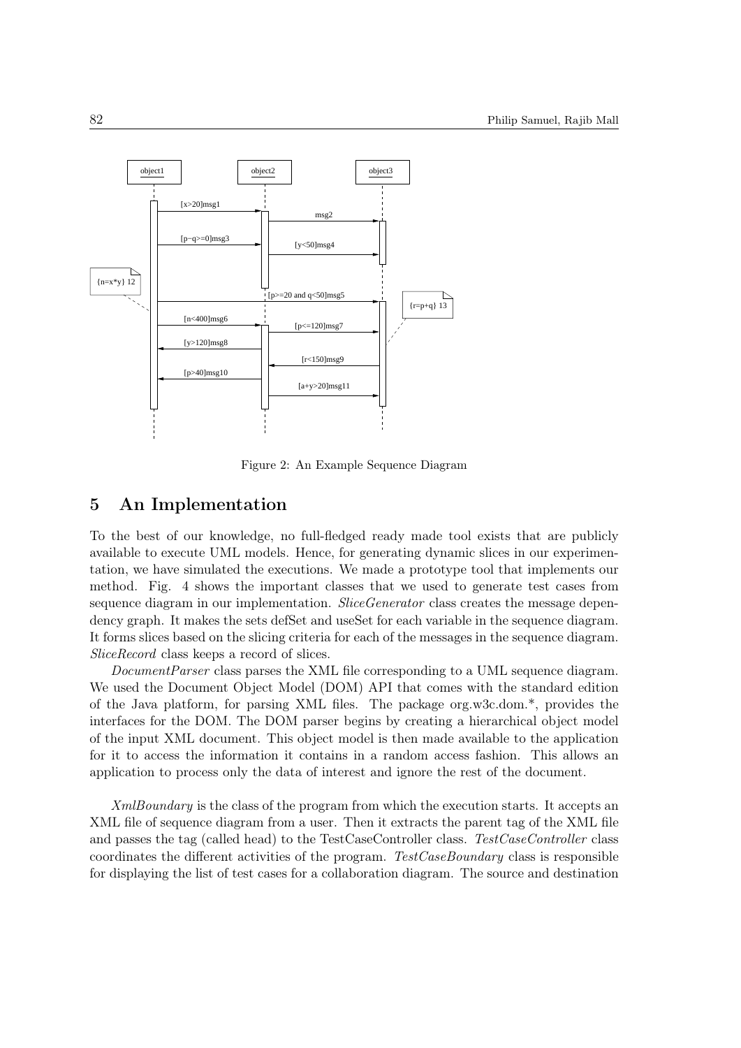Figure 2: An Example Sequence Diagram

## 5 An Implementation

To the best of our knowledge, no full-fledged ready made tool exists that are publicly available to execute UML models. Hence, for generating dynamic slices in our experimentation, we have simulated the executions. We made a prototype tool that implements our method. Fig. 4 shows the important classes that we used to generate test cases from sequence diagram in our implementation. *SliceGenerator* class creates the message dependency graph. It makes the sets defSet and useSet for each variable in the sequence diagram. It forms slices based on the slicing criteria for each of the messages in the sequence diagram. *SliceRecord* class keeps a record of slices.

*DocumentParser* class parses the XML file corresponding to a UML sequence diagram. We used the Document Object Model (DOM) API that comes with the standard edition of the Java platform, for parsing XML files. The package org.w3c.dom.*, provides the interfaces for the DOM. The DOM parser begins by creating a hierarchical object model of the input XML document. This object model is then made available to the application for it to access the information it contains in a random access fashion. This allows an application to process only the data of interest and ignore the rest of the document.

*XmlBoundary* is the class of the program from which the execution starts. It accepts an XML file of sequence diagram from a user. Then it extracts the parent tag of the XML file and passes the tag (called head) to the TestCaseController class. *TestCaseController* class coordinates the different activities of the program. *TestCaseBoundary* class is responsible for displaying the list of test cases for a collaboration diagram. The source and destination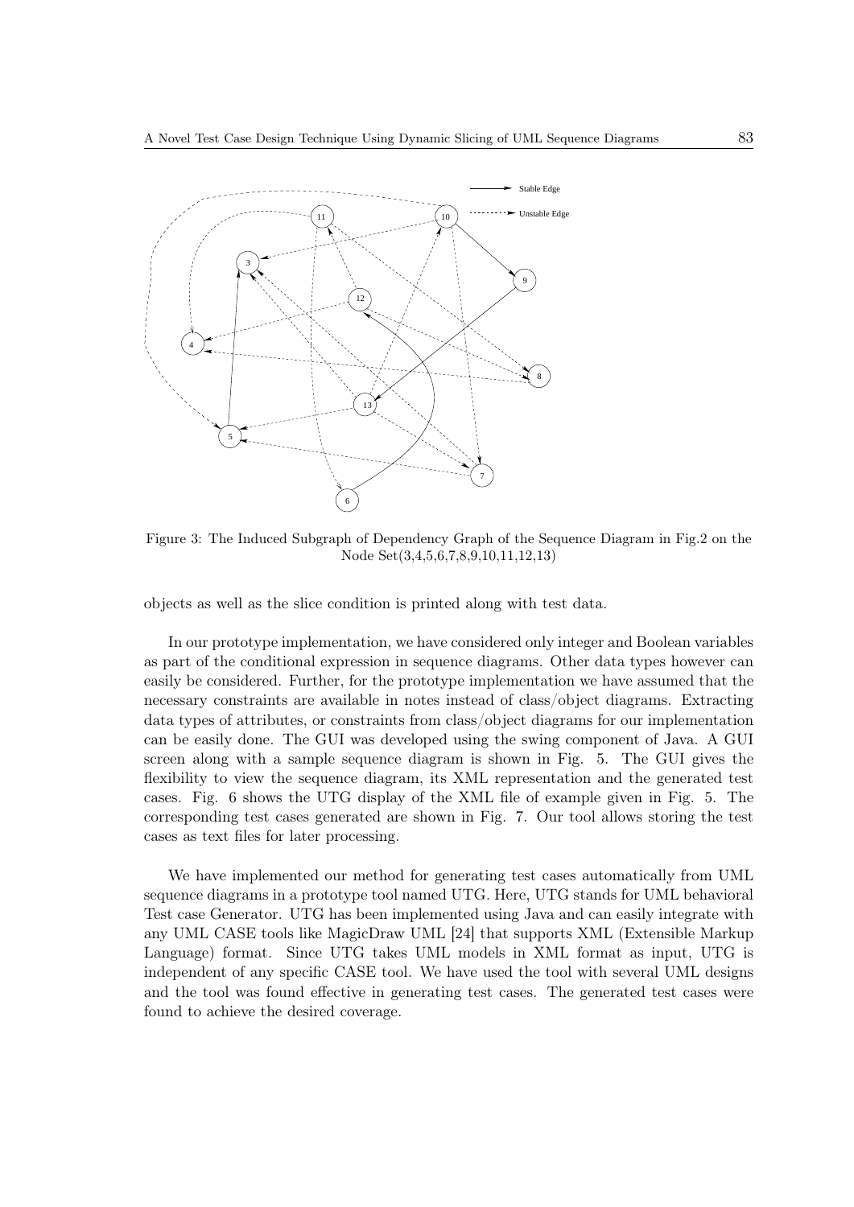Figure 3: The Induced Subgraph of Dependency Graph of the Sequence Diagram in Fig.2 on the Node Set(3,4,5,6,7,8,9,10,11,12,13)

objects as well as the slice condition is printed along with test data.

In our prototype implementation, we have considered only integer and Boolean variables as part of the conditional expression in sequence diagrams. Other data types however can easily be considered. Further, for the prototype implementation we have assumed that the necessary constraints are available in notes instead of class/object diagrams. Extracting data types of attributes, or constraints from class/object diagrams for our implementation can be easily done. The GUI was developed using the swing component of Java. A GUI screen along with a sample sequence diagram is shown in Fig. 5. The GUI gives the flexibility to view the sequence diagram, its XML representation and the generated test cases. Fig. 6 shows the UTG display of the XML file of example given in Fig. 5. The corresponding test cases generated are shown in Fig. 7. Our tool allows storing the test cases as text files for later processing.

We have implemented our method for generating test cases automatically from UML sequence diagrams in a prototype tool named UTG. Here, UTG stands for UML behavioral Test case Generator. UTG has been implemented using Java and can easily integrate with any UML CASE tools like MagicDraw UML [24] that supports XML (Extensible Markup Language) format. Since UTG takes UML models in XML format as input, UTG is independent of any specific CASE tool. We have used the tool with several UML designs and the tool was found effective in generating test cases. The generated test cases were found to achieve the desired coverage.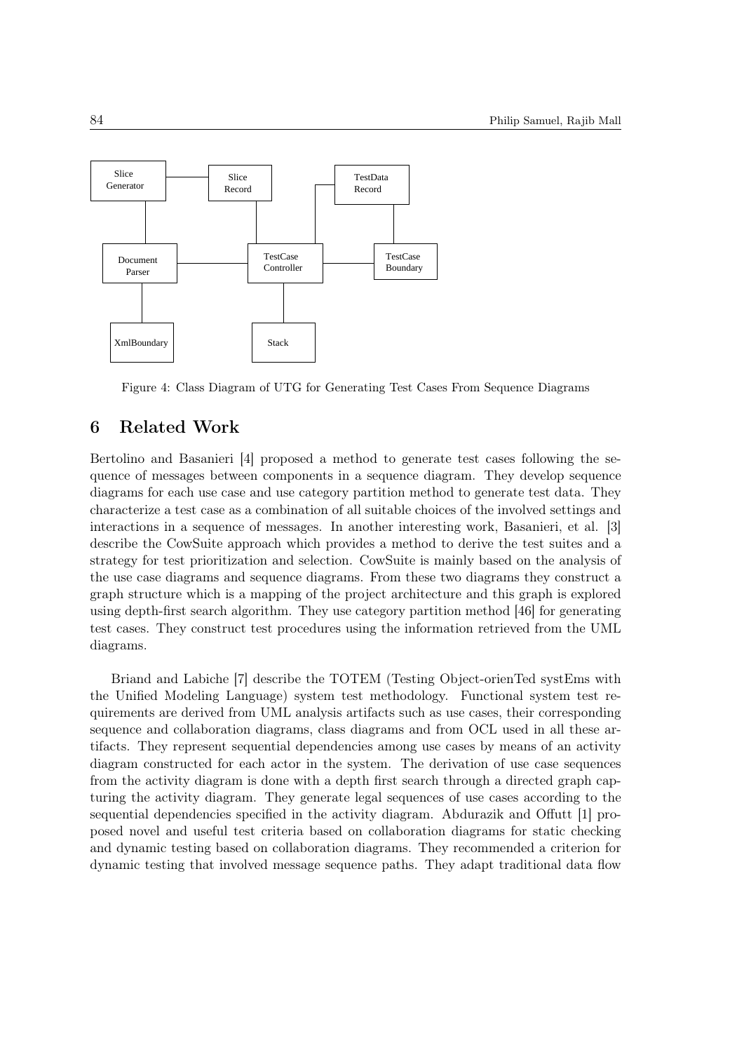Figure 4: Class Diagram of UTG for Generating Test Cases From Sequence Diagrams

## 6 Related Work

Bertolino and Basanieri [4] proposed a method to generate test cases following the sequence of messages between components in a sequence diagram. They develop sequence diagrams for each use case and use category partition method to generate test data. They characterize a test case as a combination of all suitable choices of the involved settings and interactions in a sequence of messages. In another interesting work, Basanieri, et al. [3] describe the CowSuite approach which provides a method to derive the test suites and a strategy for test prioritization and selection. CowSuite is mainly based on the analysis of the use case diagrams and sequence diagrams. From these two diagrams they construct a graph structure which is a mapping of the project architecture and this graph is explored using depth-first search algorithm. They use category partition method [46] for generating test cases. They construct test procedures using the information retrieved from the UML diagrams.

Briand and Labiche [7] describe the TOTEM (Testing Object-orienTed systEms with the Unified Modeling Language) system test methodology. Functional system test requirements are derived from UML analysis artifacts such as use cases, their corresponding sequence and collaboration diagrams, class diagrams and from OCL used in all these artifacts. They represent sequential dependencies among use cases by means of an activity diagram constructed for each actor in the system. The derivation of use case sequences from the activity diagram is done with a depth first search through a directed graph capturing the activity diagram. They generate legal sequences of use cases according to the sequential dependencies specified in the activity diagram. Abdurazik and Offutt [1] proposed novel and useful test criteria based on collaboration diagrams for static checking and dynamic testing based on collaboration diagrams. They recommended a criterion for dynamic testing that involved message sequence paths. They adapt traditional data flow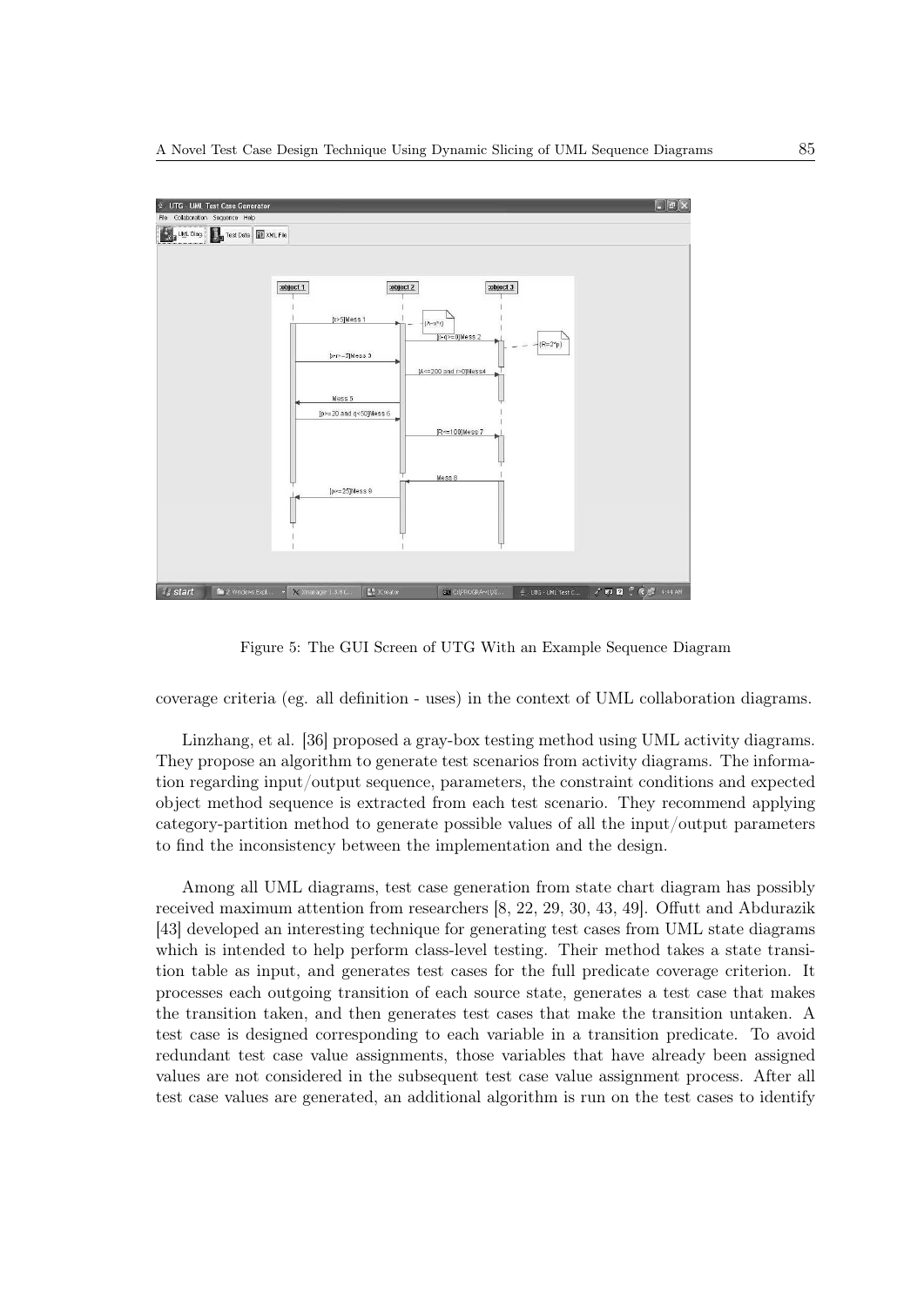Figure 5: The GUI Screen of UTG With an Example Sequence Diagram

coverage criteria (eg. all definition - uses) in the context of UML collaboration diagrams.

Linzhang, et al. [36] proposed a gray-box testing method using UML activity diagrams. They propose an algorithm to generate test scenarios from activity diagrams. The information regarding input/output sequence, parameters, the constraint conditions and expected object method sequence is extracted from each test scenario. They recommend applying category-partition method to generate possible values of all the input/output parameters to find the inconsistency between the implementation and the design.

Among all UML diagrams, test case generation from state chart diagram has possibly received maximum attention from researchers [8, 22, 29, 30, 43, 49]. Offutt and Abdurazik [43] developed an interesting technique for generating test cases from UML state diagrams which is intended to help perform class-level testing. Their method takes a state transition table as input, and generates test cases for the full predicate coverage criterion. It processes each outgoing transition of each source state, generates a test case that makes the transition taken, and then generates test cases that make the transition untaken. A test case is designed corresponding to each variable in a transition predicate. To avoid redundant test case value assignments, those variables that have already been assigned values are not considered in the subsequent test case value assignment process. After all test case values are generated, an additional algorithm is run on the test cases to identify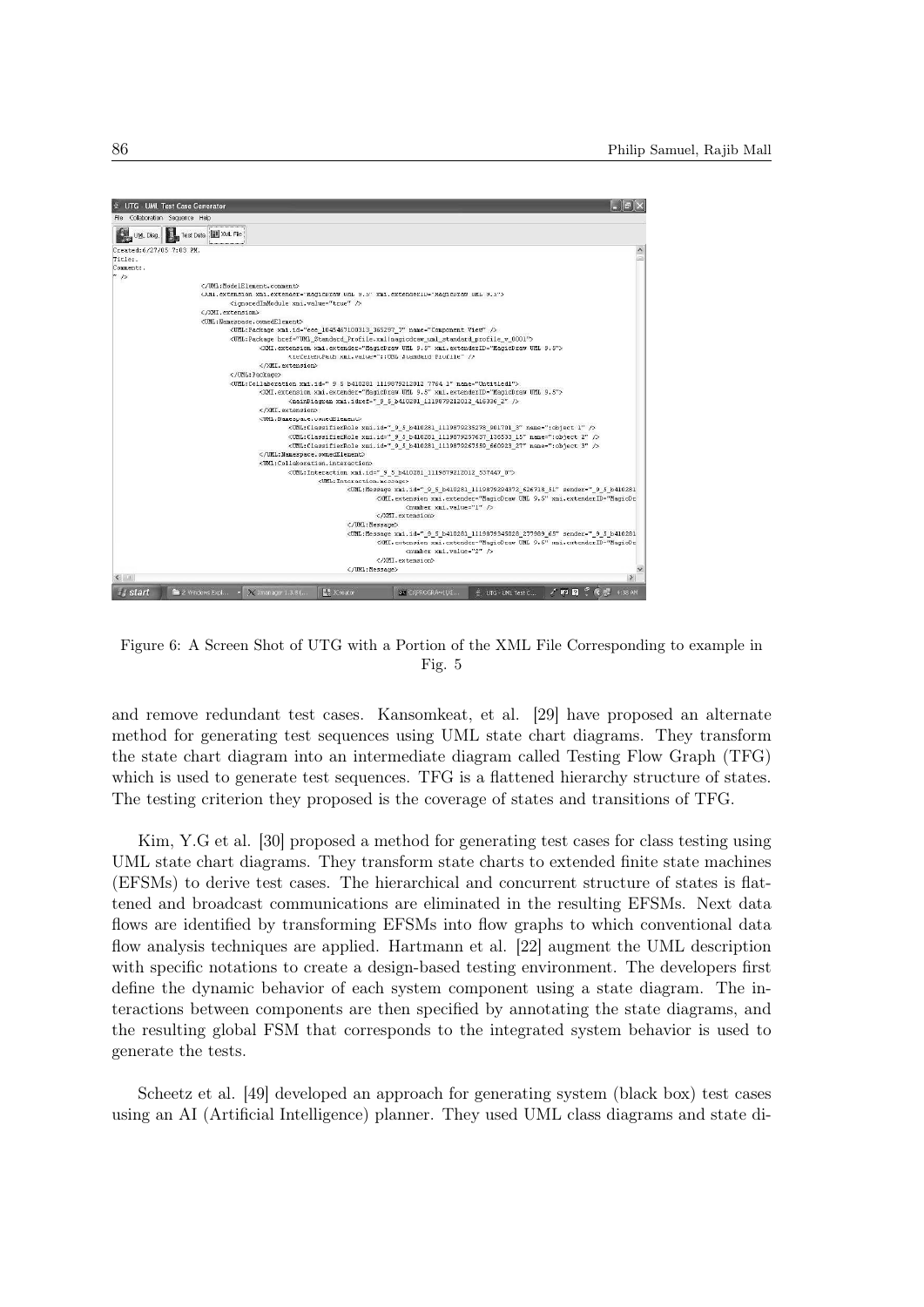Figure 6: A Screen Shot of UTG with a Portion of the XML File Corresponding to example in Fig. 5

and remove redundant test cases. Kansomkeat, et al. [29] have proposed an alternate method for generating test sequences using UML state chart diagrams. They transform the state chart diagram into an intermediate diagram called Testing Flow Graph (TFG) which is used to generate test sequences. TFG is a flattened hierarchy structure of states. The testing criterion they proposed is the coverage of states and transitions of TFG.

Kim, Y.G et al. [30] proposed a method for generating test cases for class testing using UML state chart diagrams. They transform state charts to extended finite state machines (EFSMs) to derive test cases. The hierarchical and concurrent structure of states is flattened and broadcast communications are eliminated in the resulting EFSMs. Next data flows are identified by transforming EFSMs into flow graphs to which conventional data flow analysis techniques are applied. Hartmann et al. [22] augment the UML description with specific notations to create a design-based testing environment. The developers first define the dynamic behavior of each system component using a state diagram. The interactions between components are then specified by annotating the state diagrams, and the resulting global FSM that corresponds to the integrated system behavior is used to generate the tests.

Scheetz et al. [49] developed an approach for generating system (black box) test cases using an AI (Artificial Intelligence) planner. They used UML class diagrams and state di-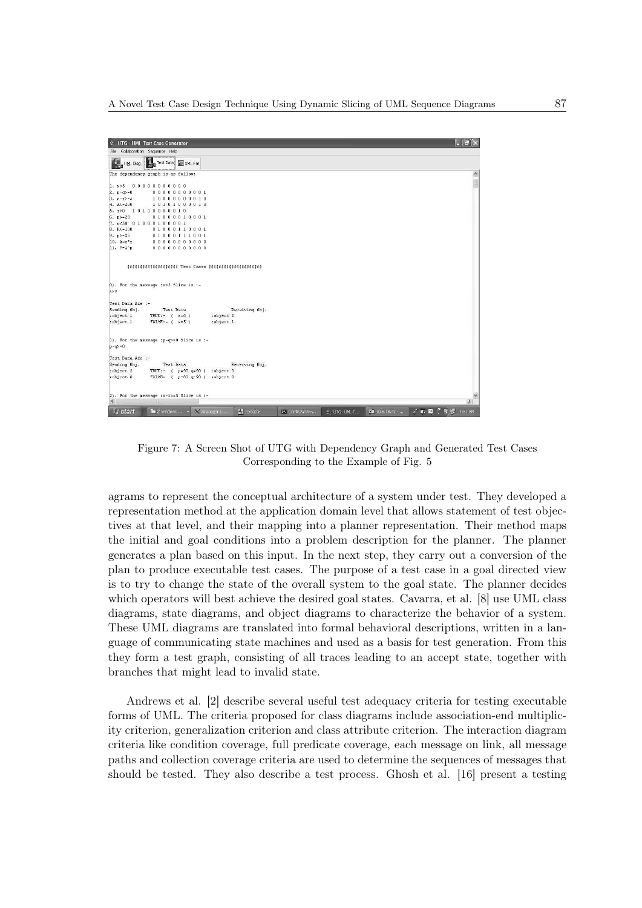Figure 7: A Screen Shot of UTG with Dependency Graph and Generated Test Cases Corresponding to the Example of Fig. 5

agrams to represent the conceptual architecture of a system under test. They developed a representation method at the application domain level that allows statement of test objectives at that level, and their mapping into a planner representation. Their method maps the initial and goal conditions into a problem description for the planner. The planner generates a plan based on this input. In the next step, they carry out a conversion of the plan to produce executable test cases. The purpose of a test case in a goal directed view is to try to change the state of the overall system to the goal state. The planner decides which operators will best achieve the desired goal states. Cavarra, et al. [8] use UML class diagrams, state diagrams, and object diagrams to characterize the behavior of a system. These UML diagrams are translated into formal behavioral descriptions, written in a language of communicating state machines and used as a basis for test generation. From this they form a test graph, consisting of all traces leading to an accept state, together with branches that might lead to invalid state.

Andrews et al. [2] describe several useful test adequacy criteria for testing executable forms of UML. The criteria proposed for class diagrams include association-end multiplicity criterion, generalization criterion and class attribute criterion. The interaction diagram criteria like condition coverage, full predicate coverage, each message on link, all message paths and collection coverage criteria are used to determine the sequences of messages that should be tested. They also describe a test process. Ghosh et al. [16] present a testing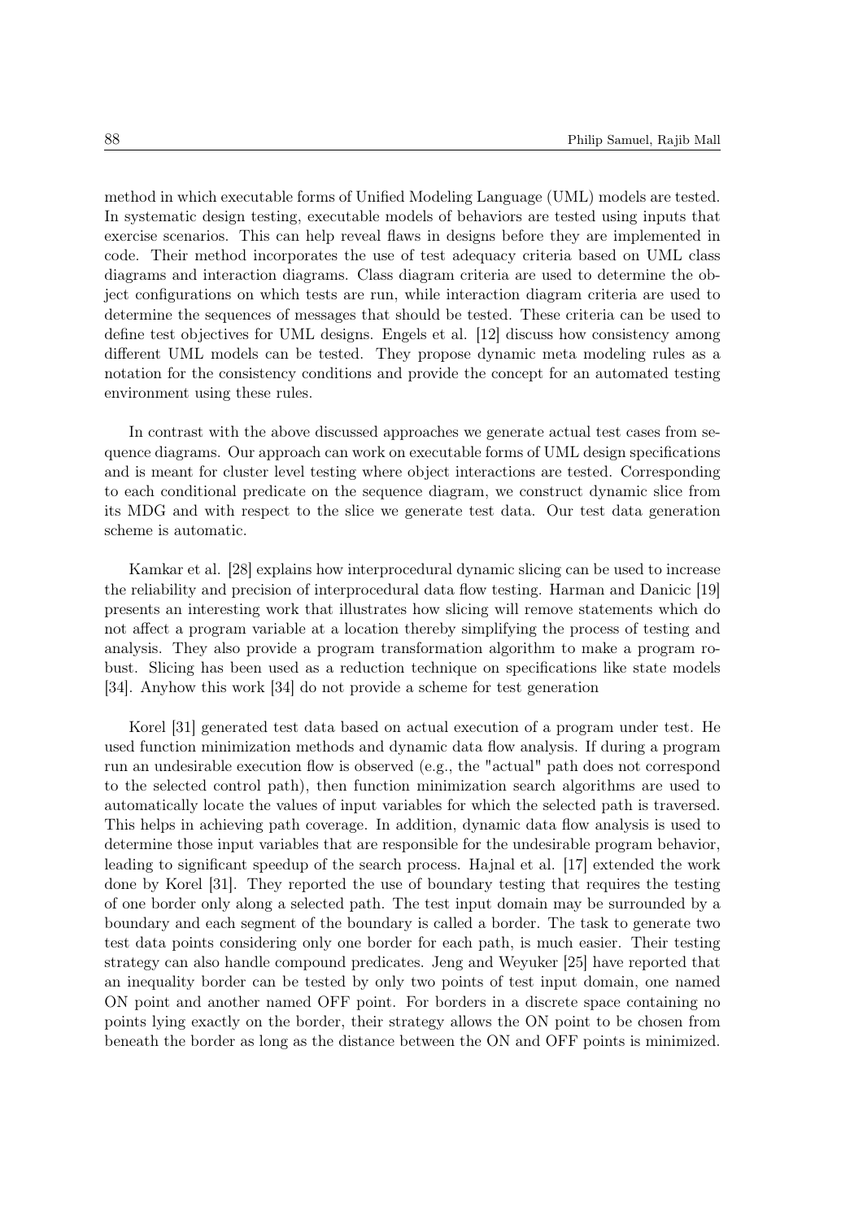method in which executable forms of Unified Modeling Language (UML) models are tested. In systematic design testing, executable models of behaviors are tested using inputs that exercise scenarios. This can help reveal flaws in designs before they are implemented in code. Their method incorporates the use of test adequacy criteria based on UML class diagrams and interaction diagrams. Class diagram criteria are used to determine the object configurations on which tests are run, while interaction diagram criteria are used to determine the sequences of messages that should be tested. These criteria can be used to define test objectives for UML designs. Engels et al. [12] discuss how consistency among different UML models can be tested. They propose dynamic meta modeling rules as a notation for the consistency conditions and provide the concept for an automated testing environment using these rules.

In contrast with the above discussed approaches we generate actual test cases from sequence diagrams. Our approach can work on executable forms of UML design specifications and is meant for cluster level testing where object interactions are tested. Corresponding to each conditional predicate on the sequence diagram, we construct dynamic slice from its MDG and with respect to the slice we generate test data. Our test data generation scheme is automatic.

Kamkar et al. [28] explains how interprocedural dynamic slicing can be used to increase the reliability and precision of interprocedural data flow testing. Harman and Danicic [19] presents an interesting work that illustrates how slicing will remove statements which do not affect a program variable at a location thereby simplifying the process of testing and analysis. They also provide a program transformation algorithm to make a program robust. Slicing has been used as a reduction technique on specifications like state models [34]. Anyhow this work [34] do not provide a scheme for test generation

Korel [31] generated test data based on actual execution of a program under test. He used function minimization methods and dynamic data flow analysis. If during a program run an undesirable execution flow is observed (e.g., the "actual" path does not correspond to the selected control path), then function minimization search algorithms are used to automatically locate the values of input variables for which the selected path is traversed. This helps in achieving path coverage. In addition, dynamic data flow analysis is used to determine those input variables that are responsible for the undesirable program behavior, leading to significant speedup of the search process. Hajnal et al. [17] extended the work done by Korel [31]. They reported the use of boundary testing that requires the testing of one border only along a selected path. The test input domain may be surrounded by a boundary and each segment of the boundary is called a border. The task to generate two test data points considering only one border for each path, is much easier. Their testing strategy can also handle compound predicates. Jeng and Weyuker [25] have reported that an inequality border can be tested by only two points of test input domain, one named ON point and another named OFF point. For borders in a discrete space containing no points lying exactly on the border, their strategy allows the ON point to be chosen from beneath the border as long as the distance between the ON and OFF points is minimized.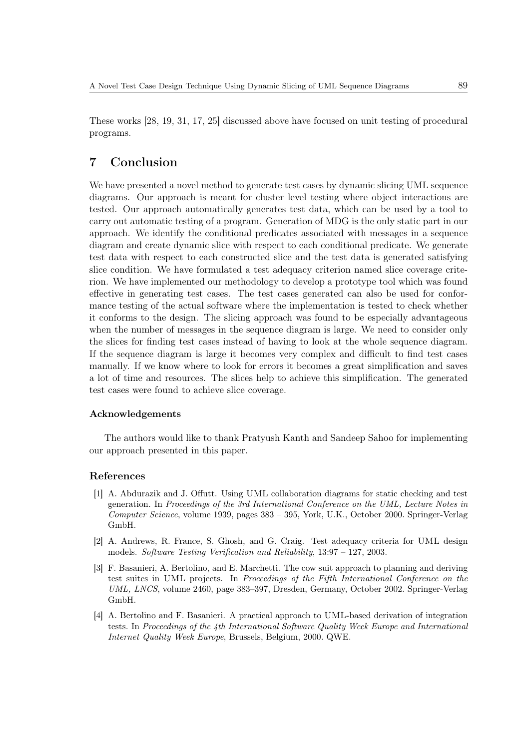These works [28, 19, 31, 17, 25] discussed above have focused on unit testing of procedural programs.

## 7 Conclusion

We have presented a novel method to generate test cases by dynamic slicing UML sequence diagrams. Our approach is meant for cluster level testing where object interactions are tested. Our approach automatically generates test data, which can be used by a tool to carry out automatic testing of a program. Generation of MDG is the only static part in our approach. We identify the conditional predicates associated with messages in a sequence diagram and create dynamic slice with respect to each conditional predicate. We generate test data with respect to each constructed slice and the test data is generated satisfying slice condition. We have formulated a test adequacy criterion named slice coverage criterion. We have implemented our methodology to develop a prototype tool which was found effective in generating test cases. The test cases generated can also be used for conformance testing of the actual software where the implementation is tested to check whether it conforms to the design. The slicing approach was found to be especially advantageous when the number of messages in the sequence diagram is large. We need to consider only the slices for finding test cases instead of having to look at the whole sequence diagram. If the sequence diagram is large it becomes very complex and difficult to find test cases manually. If we know where to look for errors it becomes a great simplification and saves a lot of time and resources. The slices help to achieve this simplification. The generated test cases were found to achieve slice coverage.

### Acknowledgements

The authors would like to thank Pratyush Kanth and Sandeep Sahoo for implementing our approach presented in this paper.

### References

[1] A. Abdurazik and J. Offutt. Using UML collaboration diagrams for static checking and test generation. In *Proceedings of the 3rd International Conference on the UML, Lecture Notes in Computer Science*, volume 1939, pages 383 – 395, York, U.K., October 2000. Springer-Verlag GmbH.

[2] A. Andrews, R. France, S. Ghosh, and G. Craig. Test adequacy criteria for UML design models. *Software Testing Verification and Reliability*, 13:97 – 127, 2003.

[3] F. Basanieri, A. Bertolino, and E. Marchetti. The cow suit approach to planning and deriving test suites in UML projects. In *Proceedings of the Fifth International Conference on the UML, LNCS*, volume 2460, page 383–397, Dresden, Germany, October 2002. Springer-Verlag GmbH.

[4] A. Bertolino and F. Basanieri. A practical approach to UML-based derivation of integration tests. In *Proceedings of the 4th International Software Quality Week Europe and International Internet Quality Week Europe*, Brussels, Belgium, 2000. QWE.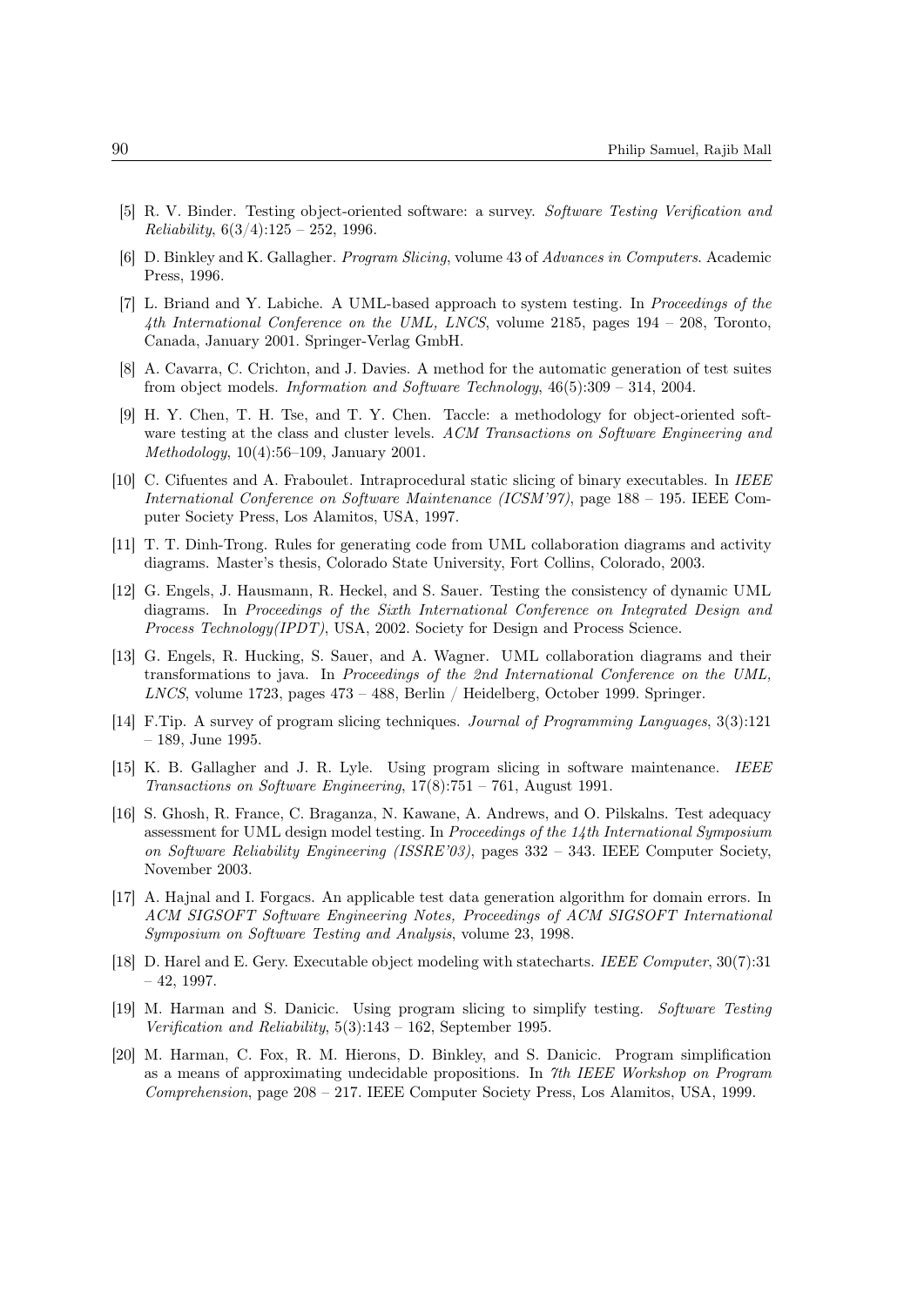[5] R. V. Binder. Testing object-oriented software: a survey. *Software Testing Verification and Reliability*, 6(3/4):125 – 252, 1996.

[6] D. Binkley and K. Gallagher. *Program Slicing*, volume 43 of *Advances in Computers*. Academic Press, 1996.

[7] L. Briand and Y. Labiche. A UML-based approach to system testing. In *Proceedings of the 4th International Conference on the UML, LNCS*, volume 2185, pages 194 – 208, Toronto, Canada, January 2001. Springer-Verlag GmbH.

[8] A. Cavarra, C. Crichton, and J. Davies. A method for the automatic generation of test suites from object models. *Information and Software Technology*, 46(5):309 – 314, 2004.

[9] H. Y. Chen, T. H. Tse, and T. Y. Chen. Taccle: a methodology for object-oriented software testing at the class and cluster levels. *ACM Transactions on Software Engineering and Methodology*, 10(4):56–109, January 2001.

[10] C. Cifuentes and A. Fraboulet. Intraprocedural static slicing of binary executables. In *IEEE International Conference on Software Maintenance (ICSM'97)*, page 188 – 195. IEEE Computer Society Press, Los Alamitos, USA, 1997.

[11] T. T. Dinh-Trong. Rules for generating code from UML collaboration diagrams and activity diagrams. Master's thesis, Colorado State University, Fort Collins, Colorado, 2003.

[12] G. Engels, J. Hausmann, R. Heckel, and S. Sauer. Testing the consistency of dynamic UML diagrams. In *Proceedings of the Sixth International Conference on Integrated Design and Process Technology(IPDT)*, USA, 2002. Society for Design and Process Science.

[13] G. Engels, R. Hucking, S. Sauer, and A. Wagner. UML collaboration diagrams and their transformations to java. In *Proceedings of the 2nd International Conference on the UML, LNCS*, volume 1723, pages 473 – 488, Berlin / Heidelberg, October 1999. Springer.

[14] F.Tip. A survey of program slicing techniques. *Journal of Programming Languages*, 3(3):121 – 189, June 1995.

[15] K. B. Gallagher and J. R. Lyle. Using program slicing in software maintenance. *IEEE Transactions on Software Engineering*, 17(8):751 – 761, August 1991.

[16] S. Ghosh, R. France, C. Braganza, N. Kawane, A. Andrews, and O. Pilskalns. Test adequacy assessment for UML design model testing. In *Proceedings of the 14th International Symposium on Software Reliability Engineering (ISSRE'03)*, pages 332 – 343. IEEE Computer Society, November 2003.

[17] A. Hajnal and I. Forgacs. An applicable test data generation algorithm for domain errors. In *ACM SIGSOFT Software Engineering Notes, Proceedings of ACM SIGSOFT International Symposium on Software Testing and Analysis*, volume 23, 1998.

[18] D. Harel and E. Gery. Executable object modeling with statecharts. *IEEE Computer*, 30(7):31 – 42, 1997.

[19] M. Harman and S. Danicic. Using program slicing to simplify testing. *Software Testing Verification and Reliability*, 5(3):143 – 162, September 1995.

[20] M. Harman, C. Fox, R. M. Hierons, D. Binkley, and S. Danicic. Program simplification as a means of approximating undecidable propositions. In *7th IEEE Workshop on Program Comprehension*, page 208 – 217. IEEE Computer Society Press, Los Alamitos, USA, 1999.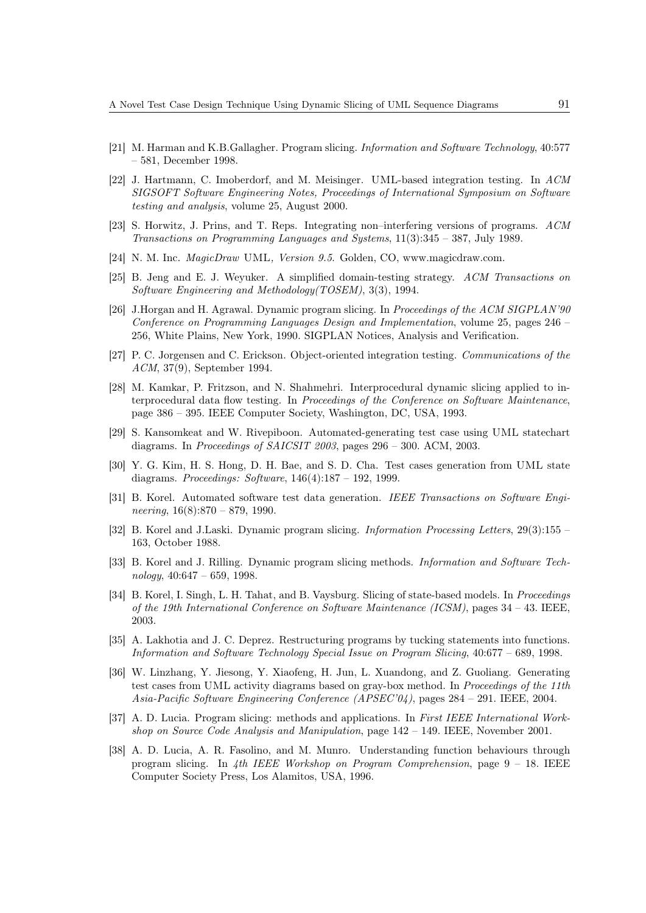[21] M. Harman and K.B.Gallagher. Program slicing. *Information and Software Technology*, 40:577 – 581, December 1998.

[22] J. Hartmann, C. Imoberdorf, and M. Meisinger. UML-based integration testing. In *ACM SIGSOFT Software Engineering Notes, Proceedings of International Symposium on Software testing and analysis*, volume 25, August 2000.

[23] S. Horwitz, J. Prins, and T. Reps. Integrating non–interfering versions of programs. *ACM Transactions on Programming Languages and Systems*, 11(3):345 – 387, July 1989.

[24] N. M. Inc. *MagicDraw* UML*, Version 9.5*. Golden, CO, www.magicdraw.com.

[25] B. Jeng and E. J. Weyuker. A simplified domain-testing strategy. *ACM Transactions on Software Engineering and Methodology(TOSEM)*, 3(3), 1994.

[26] J.Horgan and H. Agrawal. Dynamic program slicing. In *Proceedings of the ACM SIGPLAN'90 Conference on Programming Languages Design and Implementation*, volume 25, pages 246 – 256, White Plains, New York, 1990. SIGPLAN Notices, Analysis and Verification.

[27] P. C. Jorgensen and C. Erickson. Object-oriented integration testing. *Communications of the ACM*, 37(9), September 1994.

[28] M. Kamkar, P. Fritzson, and N. Shahmehri. Interprocedural dynamic slicing applied to interprocedural data flow testing. In *Proceedings of the Conference on Software Maintenance*, page 386 – 395. IEEE Computer Society, Washington, DC, USA, 1993.

[29] S. Kansomkeat and W. Rivepiboon. Automated-generating test case using UML statechart diagrams. In *Proceedings of SAICSIT 2003*, pages 296 – 300. ACM, 2003.

[30] Y. G. Kim, H. S. Hong, D. H. Bae, and S. D. Cha. Test cases generation from UML state diagrams. *Proceedings: Software*, 146(4):187 – 192, 1999.

[31] B. Korel. Automated software test data generation. *IEEE Transactions on Software Engineering*, 16(8):870 – 879, 1990.

[32] B. Korel and J.Laski. Dynamic program slicing. *Information Processing Letters*, 29(3):155 – 163, October 1988.

[33] B. Korel and J. Rilling. Dynamic program slicing methods. *Information and Software Technology*, 40:647 – 659, 1998.

[34] B. Korel, I. Singh, L. H. Tahat, and B. Vaysburg. Slicing of state-based models. In *Proceedings of the 19th International Conference on Software Maintenance (ICSM)*, pages 34 – 43. IEEE, 2003.

[35] A. Lakhotia and J. C. Deprez. Restructuring programs by tucking statements into functions. *Information and Software Technology Special Issue on Program Slicing*, 40:677 – 689, 1998.

[36] W. Linzhang, Y. Jiesong, Y. Xiaofeng, H. Jun, L. Xuandong, and Z. Guoliang. Generating test cases from UML activity diagrams based on gray-box method. In *Proceedings of the 11th Asia-Pacific Software Engineering Conference (APSEC'04)*, pages 284 – 291. IEEE, 2004.

[37] A. D. Lucia. Program slicing: methods and applications. In *First IEEE International Workshop on Source Code Analysis and Manipulation*, page 142 – 149. IEEE, November 2001.

[38] A. D. Lucia, A. R. Fasolino, and M. Munro. Understanding function behaviours through program slicing. In *4th IEEE Workshop on Program Comprehension*, page 9 – 18. IEEE Computer Society Press, Los Alamitos, USA, 1996.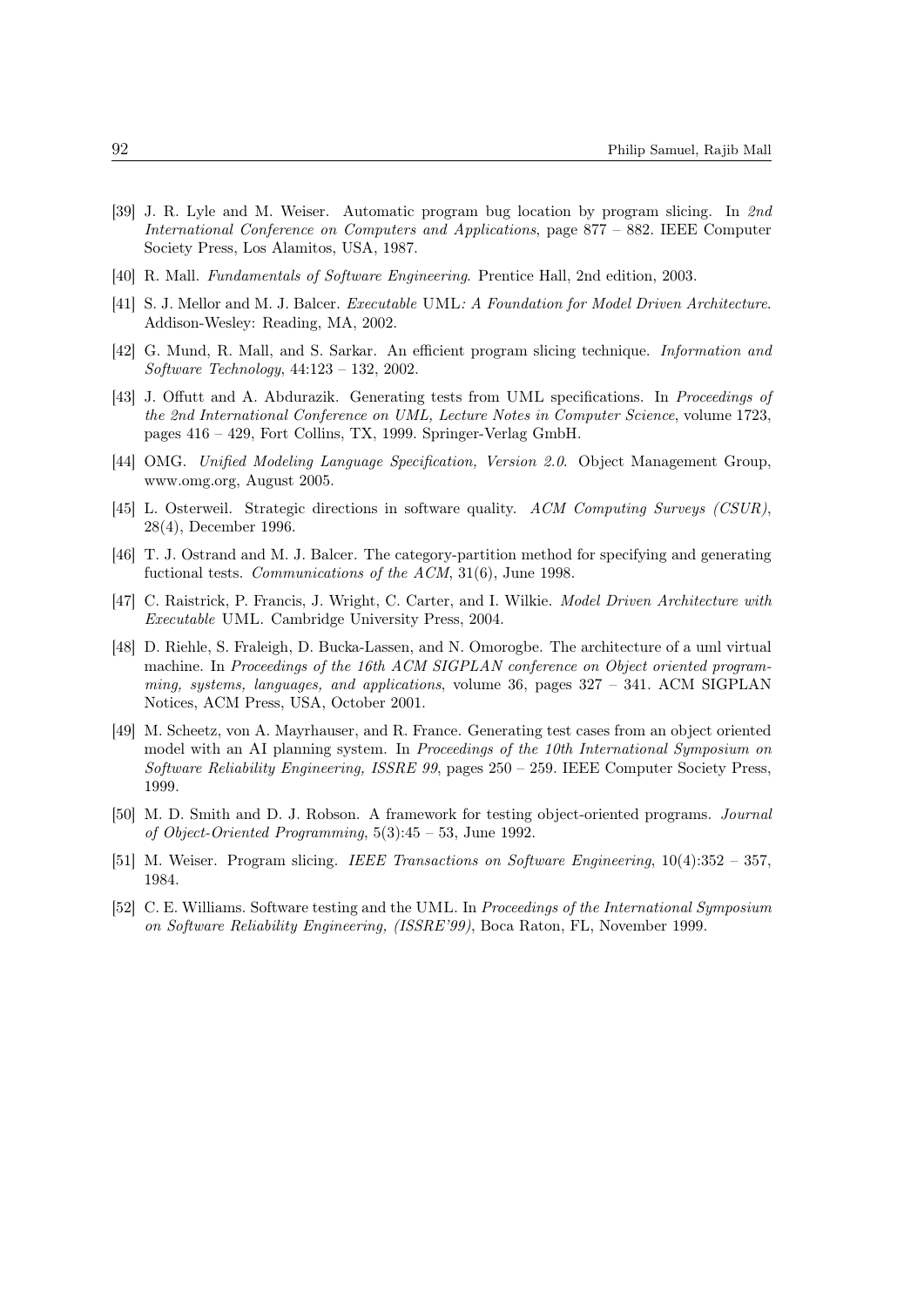[39] J. R. Lyle and M. Weiser. Automatic program bug location by program slicing. In *2nd International Conference on Computers and Applications*, page 877 – 882. IEEE Computer Society Press, Los Alamitos, USA, 1987.

[40] R. Mall. *Fundamentals of Software Engineering*. Prentice Hall, 2nd edition, 2003.

[41] S. J. Mellor and M. J. Balcer. *Executable* UML*: A Foundation for Model Driven Architecture*. Addison-Wesley: Reading, MA, 2002.

[42] G. Mund, R. Mall, and S. Sarkar. An efficient program slicing technique. *Information and Software Technology*, 44:123 – 132, 2002.

[43] J. Offutt and A. Abdurazik. Generating tests from UML specifications. In *Proceedings of the 2nd International Conference on UML, Lecture Notes in Computer Science*, volume 1723, pages 416 – 429, Fort Collins, TX, 1999. Springer-Verlag GmbH.

[44] OMG. *Unified Modeling Language Specification, Version 2.0*. Object Management Group, www.omg.org, August 2005.

[45] L. Osterweil. Strategic directions in software quality. *ACM Computing Surveys (CSUR)*, 28(4), December 1996.

[46] T. J. Ostrand and M. J. Balcer. The category-partition method for specifying and generating fuctional tests. *Communications of the ACM*, 31(6), June 1998.

[47] C. Raistrick, P. Francis, J. Wright, C. Carter, and I. Wilkie. *Model Driven Architecture with Executable* UML. Cambridge University Press, 2004.

[48] D. Riehle, S. Fraleigh, D. Bucka-Lassen, and N. Omorogbe. The architecture of a uml virtual machine. In *Proceedings of the 16th ACM SIGPLAN conference on Object oriented programming, systems, languages, and applications*, volume 36, pages 327 – 341. ACM SIGPLAN Notices, ACM Press, USA, October 2001.

[49] M. Scheetz, von A. Mayrhauser, and R. France. Generating test cases from an object oriented model with an AI planning system. In *Proceedings of the 10th International Symposium on Software Reliability Engineering, ISSRE 99*, pages 250 – 259. IEEE Computer Society Press, 1999.

[50] M. D. Smith and D. J. Robson. A framework for testing object-oriented programs. *Journal of Object-Oriented Programming*, 5(3):45 – 53, June 1992.

[51] M. Weiser. Program slicing. *IEEE Transactions on Software Engineering*, 10(4):352 – 357, 1984.

[52] C. E. Williams. Software testing and the UML. In *Proceedings of the International Symposium on Software Reliability Engineering, (ISSRE'99)*, Boca Raton, FL, November 1999.